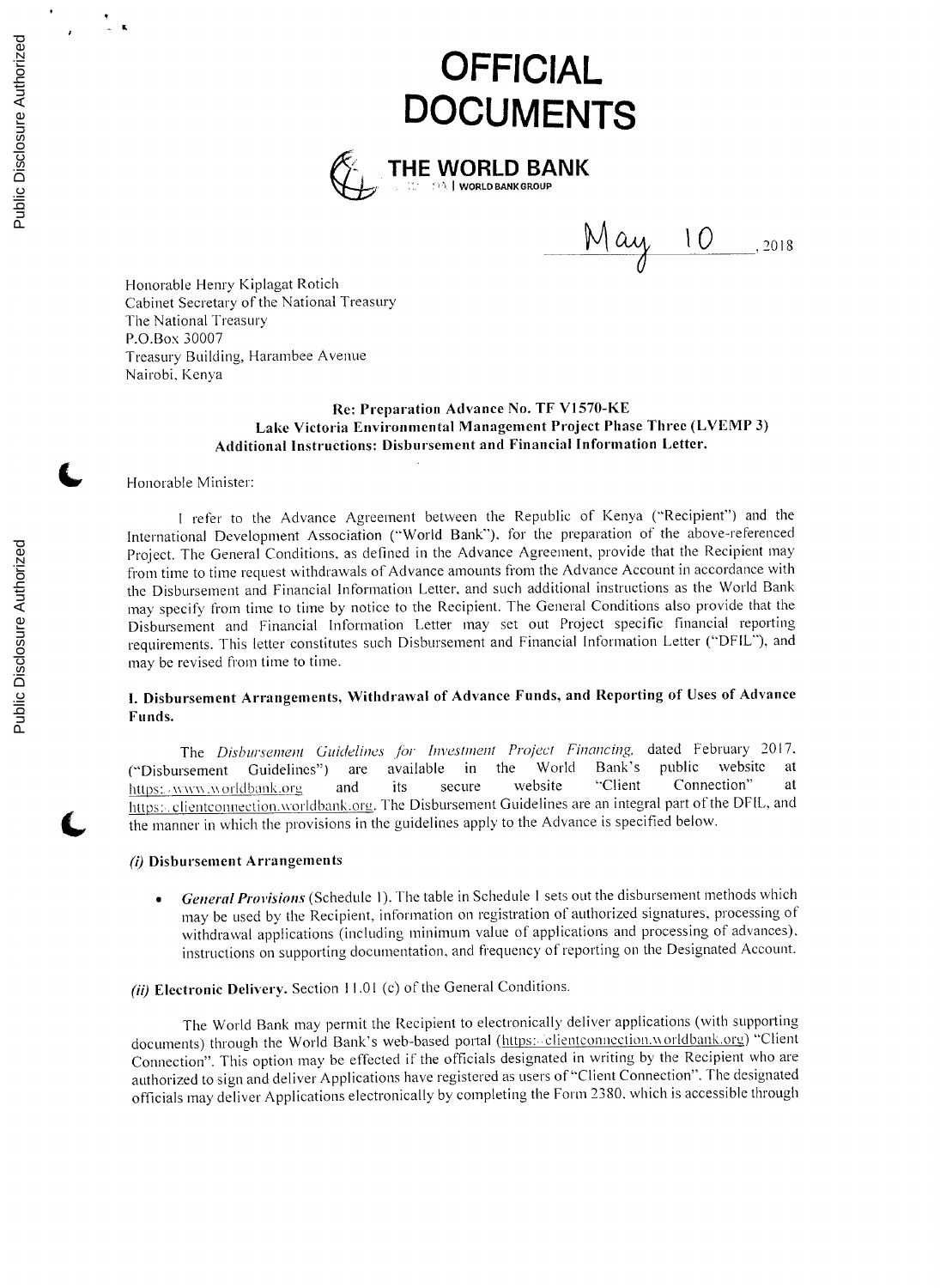# OFFICIAL DOCUMENTS

**THE WORLD BANK**
WORLD BANK GROUP

May 10, 2018

Honorable Henry Kiplagat Rotich
Cabinet Secretary of the National Treasury
The National Treasury
P.O.Box 30007
Treasury Building, Harambee Avenue
Nairobi, Kenya

**Re: Preparation Advance No. TF V1570-KE**
**Lake Victoria Environmental Management Project Phase Three (LVEMP 3)**
**Additional Instructions: Disbursement and Financial Information Letter.**

Honorable Minister:

I refer to the Advance Agreement between the Republic of Kenya ("Recipient") and the International Development Association ("World Bank"), for the preparation of the above-referenced Project. The General Conditions, as defined in the Advance Agreement, provide that the Recipient may from time to time request withdrawals of Advance amounts from the Advance Account in accordance with the Disbursement and Financial Information Letter, and such additional instructions as the World Bank may specify from time to time by notice to the Recipient. The General Conditions also provide that the Disbursement and Financial Information Letter may set out Project specific financial reporting requirements. This letter constitutes such Disbursement and Financial Information Letter ("DFIL"), and may be revised from time to time.

## I. Disbursement Arrangements, Withdrawal of Advance Funds, and Reporting of Uses of Advance Funds.

The *Disbursement Guidelines for Investment Project Financing*, dated February 2017, ("Disbursement Guidelines") are available in the World Bank's public website at https://www.worldbank.org and its secure website "Client Connection" at https://clientconnection.worldbank.org. The Disbursement Guidelines are an integral part of the DFIL, and the manner in which the provisions in the guidelines apply to the Advance is specified below.

### *(i)* Disbursement Arrangements

- ***General Provisions*** (Schedule 1). The table in Schedule 1 sets out the disbursement methods which may be used by the Recipient, information on registration of authorized signatures, processing of withdrawal applications (including minimum value of applications and processing of advances), instructions on supporting documentation, and frequency of reporting on the Designated Account.

***(ii)* Electronic Delivery.** Section 11.01 (c) of the General Conditions.

The World Bank may permit the Recipient to electronically deliver applications (with supporting documents) through the World Bank's web-based portal (https://clientconnection.worldbank.org) "Client Connection". This option may be effected if the officials designated in writing by the Recipient who are authorized to sign and deliver Applications have registered as users of "Client Connection". The designated officials may deliver Applications electronically by completing the Form 2380, which is accessible through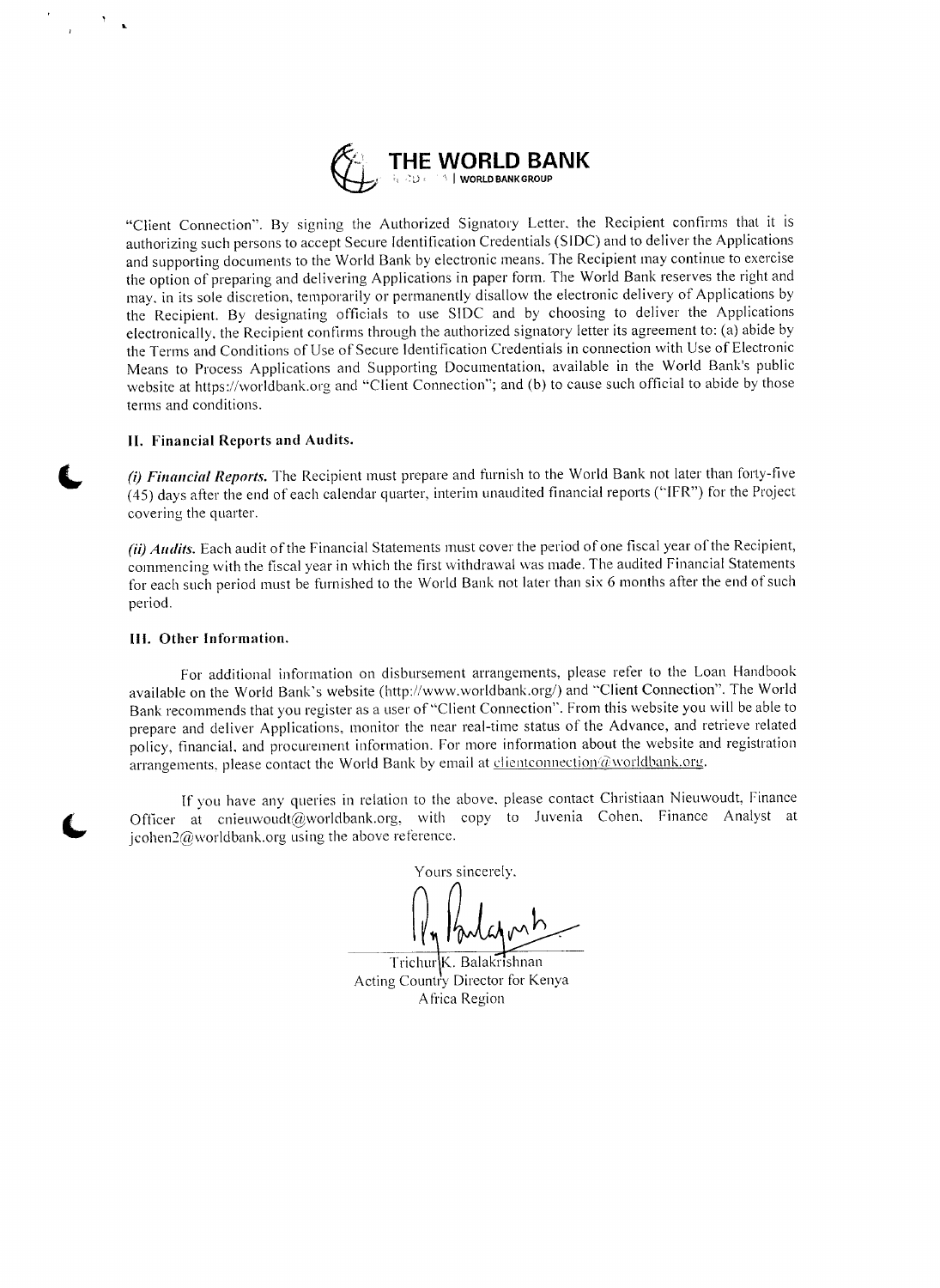"Client Connection". By signing the Authorized Signatory Letter, the Recipient confirms that it is authorizing such persons to accept Secure Identification Credentials (SIDC) and to deliver the Applications and supporting documents to the World Bank by electronic means. The Recipient may continue to exercise the option of preparing and delivering Applications in paper form. The World Bank reserves the right and may, in its sole discretion, temporarily or permanently disallow the electronic delivery of Applications by the Recipient. By designating officials to use SIDC and by choosing to deliver the Applications electronically, the Recipient confirms through the authorized signatory letter its agreement to: (a) abide by the Terms and Conditions of Use of Secure Identification Credentials in connection with Use of Electronic Means to Process Applications and Supporting Documentation, available in the World Bank's public website at https://worldbank.org and "Client Connection"; and (b) to cause such official to abide by those terms and conditions.

### II. Financial Reports and Audits.

***(i) Financial Reports.*** The Recipient must prepare and furnish to the World Bank not later than forty-five (45) days after the end of each calendar quarter, interim unaudited financial reports ("IFR") for the Project covering the quarter.

***(ii) Audits.*** Each audit of the Financial Statements must cover the period of one fiscal year of the Recipient, commencing with the fiscal year in which the first withdrawal was made. The audited Financial Statements for each such period must be furnished to the World Bank not later than six 6 months after the end of such period.

### III. Other Information.

For additional information on disbursement arrangements, please refer to the Loan Handbook available on the World Bank's website (http://www.worldbank.org/) and "Client Connection". The World Bank recommends that you register as a user of "Client Connection". From this website you will be able to prepare and deliver Applications, monitor the near real-time status of the Advance, and retrieve related policy, financial, and procurement information. For more information about the website and registration arrangements, please contact the World Bank by email at clientconnection@worldbank.org.

If you have any queries in relation to the above, please contact Christiaan Nieuwoudt, Finance Officer at cnieuwoudt@worldbank.org, with copy to Juvenia Cohen, Finance Analyst at jcohen2@worldbank.org using the above reference.

Yours sincerely,

Trichur K. Balakrishnan
Acting Country Director for Kenya
Africa Region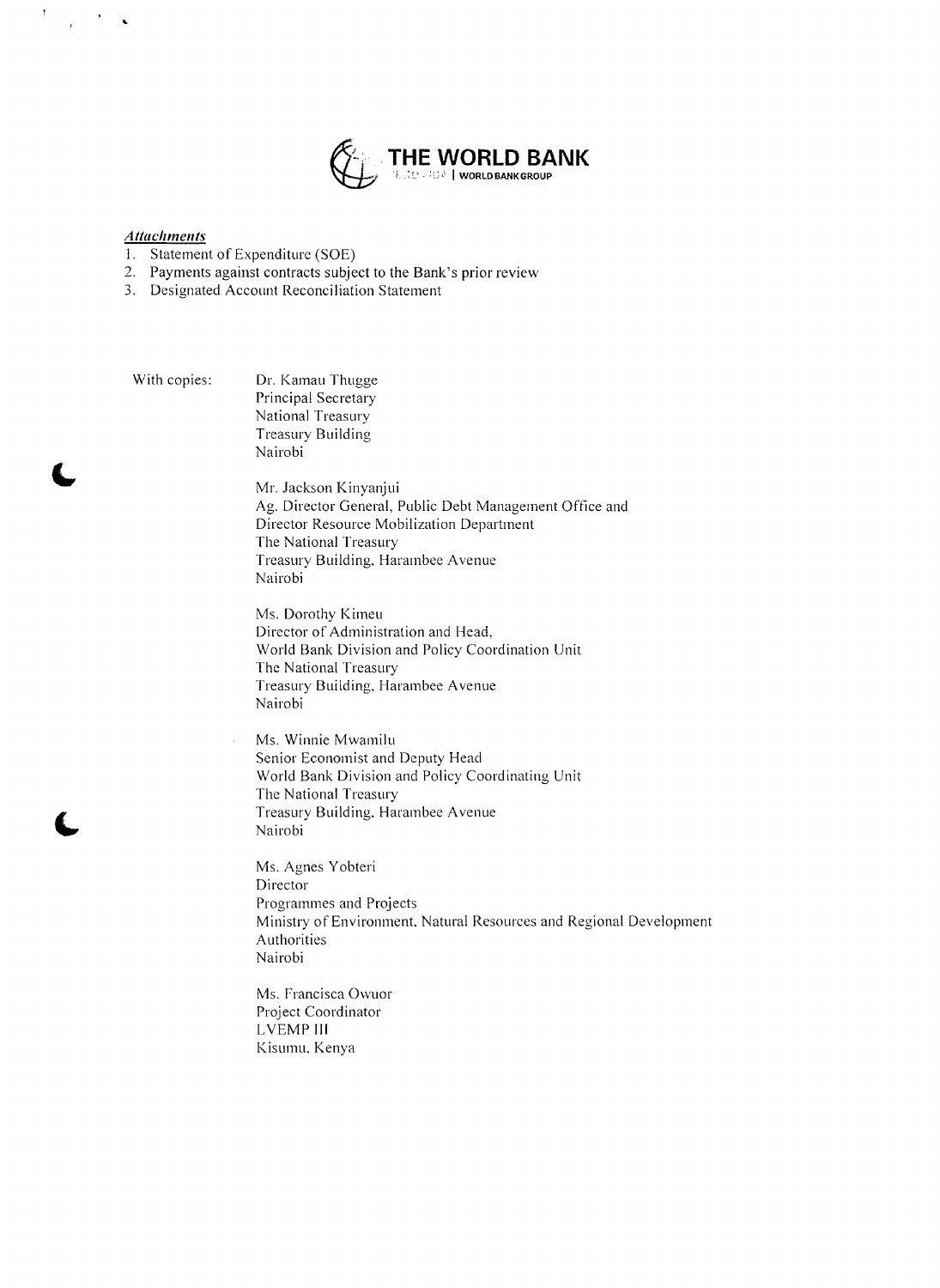THE WORLD BANK | WORLD BANK GROUP

***Attachments***

1. Statement of Expenditure (SOE)
2. Payments against contracts subject to the Bank's prior review
3. Designated Account Reconciliation Statement

With copies:

Dr. Kamau Thugge
Principal Secretary
National Treasury
Treasury Building
Nairobi

Mr. Jackson Kinyanjui
Ag. Director General, Public Debt Management Office and
Director Resource Mobilization Department
The National Treasury
Treasury Building, Harambee Avenue
Nairobi

Ms. Dorothy Kimeu
Director of Administration and Head,
World Bank Division and Policy Coordination Unit
The National Treasury
Treasury Building, Harambee Avenue
Nairobi

Ms. Winnie Mwamilu
Senior Economist and Deputy Head
World Bank Division and Policy Coordinating Unit
The National Treasury
Treasury Building, Harambee Avenue
Nairobi

Ms. Agnes Yobteri
Director
Programmes and Projects
Ministry of Environment, Natural Resources and Regional Development Authorities
Nairobi

Ms. Francisca Owuor
Project Coordinator
LVEMP III
Kisumu, Kenya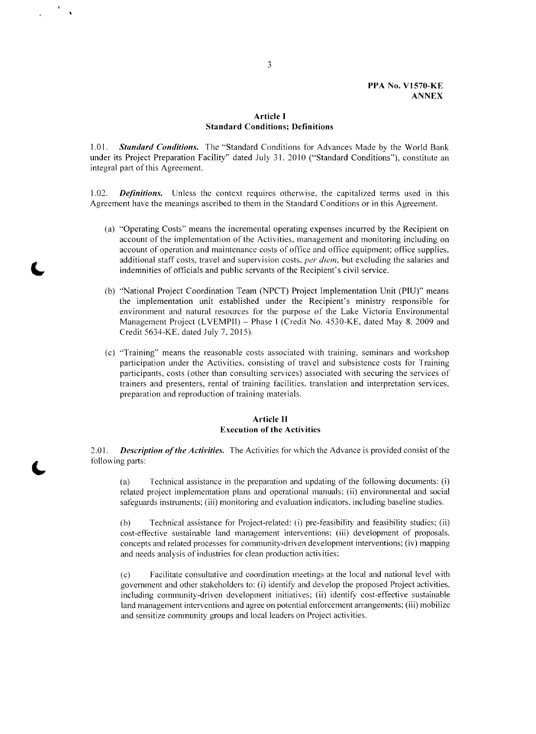**PPA No. V1570-KE**
**ANNEX**

## Article I
## Standard Conditions; Definitions

1.01. ***Standard Conditions.*** The "Standard Conditions for Advances Made by the World Bank under its Project Preparation Facility" dated July 31, 2010 ("Standard Conditions"), constitute an integral part of this Agreement.

1.02. ***Definitions.*** Unless the context requires otherwise, the capitalized terms used in this Agreement have the meanings ascribed to them in the Standard Conditions or in this Agreement.

(a) "Operating Costs" means the incremental operating expenses incurred by the Recipient on account of the implementation of the Activities, management and monitoring including on account of operation and maintenance costs of office and office equipment; office supplies, additional staff costs, travel and supervision costs, *per diem*, but excluding the salaries and indemnities of officials and public servants of the Recipient's civil service.

(b) "National Project Coordination Team (NPCT) Project Implementation Unit (PIU)" means the implementation unit established under the Recipient's ministry responsible for environment and natural resources for the purpose of the Lake Victoria Environmental Management Project (LVEMPII) – Phase I (Credit No. 4530-KE, dated May 8, 2009 and Credit 5634-KE, dated July 7, 2015).

(c) "Training" means the reasonable costs associated with training, seminars and workshop participation under the Activities, consisting of travel and subsistence costs for Training participants, costs (other than consulting services) associated with securing the services of trainers and presenters, rental of training facilities, translation and interpretation services, preparation and reproduction of training materials.

## Article II
## Execution of the Activities

2.01. ***Description of the Activities.*** The Activities for which the Advance is provided consist of the following parts:

(a) Technical assistance in the preparation and updating of the following documents: (i) related project implementation plans and operational manuals; (ii) environmental and social safeguards instruments; (iii) monitoring and evaluation indicators, including baseline studies.

(b) Technical assistance for Project-related: (i) pre-feasibility and feasibility studies; (ii) cost-effective sustainable land management interventions; (iii) development of proposals, concepts and related processes for community-driven development interventions; (iv) mapping and needs analysis of industries for clean production activities;

(c) Facilitate consultative and coordination meetings at the local and national level with government and other stakeholders to: (i) identify and develop the proposed Project activities, including community-driven development initiatives; (ii) identify cost-effective sustainable land management interventions and agree on potential enforcement arrangements; (iii) mobilize and sensitize community groups and local leaders on Project activities.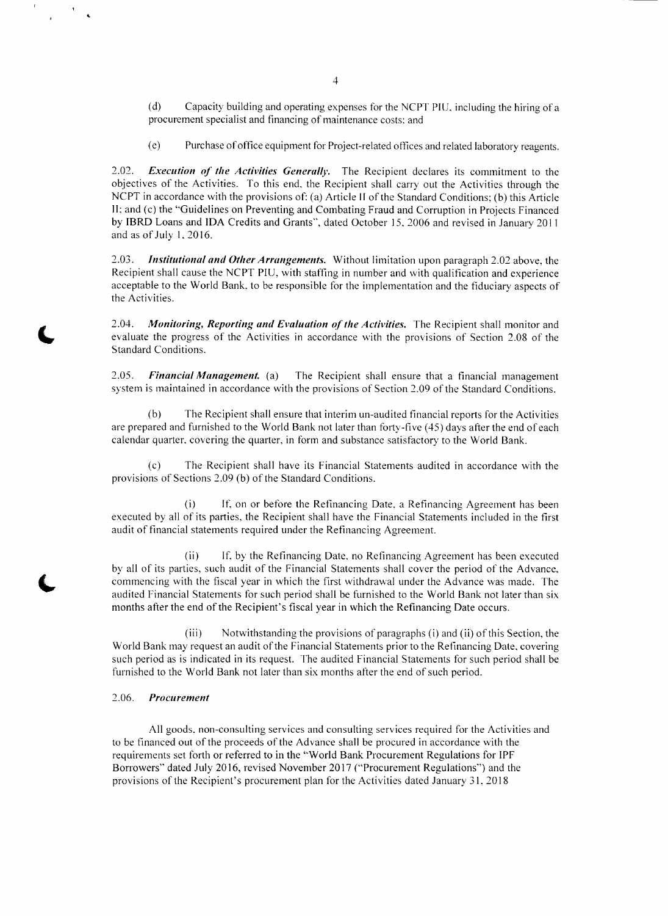(d) Capacity building and operating expenses for the NCPT PIU, including the hiring of a procurement specialist and financing of maintenance costs; and

(e) Purchase of office equipment for Project-related offices and related laboratory reagents.

2.02. ***Execution of the Activities Generally.*** The Recipient declares its commitment to the objectives of the Activities. To this end, the Recipient shall carry out the Activities through the NCPT in accordance with the provisions of: (a) Article II of the Standard Conditions; (b) this Article II; and (c) the "Guidelines on Preventing and Combating Fraud and Corruption in Projects Financed by IBRD Loans and IDA Credits and Grants", dated October 15, 2006 and revised in January 2011 and as of July 1, 2016.

2.03. ***Institutional and Other Arrangements.*** Without limitation upon paragraph 2.02 above, the Recipient shall cause the NCPT PIU, with staffing in number and with qualification and experience acceptable to the World Bank, to be responsible for the implementation and the fiduciary aspects of the Activities.

2.04. ***Monitoring, Reporting and Evaluation of the Activities.*** The Recipient shall monitor and evaluate the progress of the Activities in accordance with the provisions of Section 2.08 of the Standard Conditions.

2.05. ***Financial Management.*** (a) The Recipient shall ensure that a financial management system is maintained in accordance with the provisions of Section 2.09 of the Standard Conditions.

(b) The Recipient shall ensure that interim un-audited financial reports for the Activities are prepared and furnished to the World Bank not later than forty-five (45) days after the end of each calendar quarter, covering the quarter, in form and substance satisfactory to the World Bank.

(c) The Recipient shall have its Financial Statements audited in accordance with the provisions of Sections 2.09 (b) of the Standard Conditions.

(i) If, on or before the Refinancing Date, a Refinancing Agreement has been executed by all of its parties, the Recipient shall have the Financial Statements included in the first audit of financial statements required under the Refinancing Agreement.

(ii) If, by the Refinancing Date, no Refinancing Agreement has been executed by all of its parties, such audit of the Financial Statements shall cover the period of the Advance, commencing with the fiscal year in which the first withdrawal under the Advance was made. The audited Financial Statements for such period shall be furnished to the World Bank not later than six months after the end of the Recipient's fiscal year in which the Refinancing Date occurs.

(iii) Notwithstanding the provisions of paragraphs (i) and (ii) of this Section, the World Bank may request an audit of the Financial Statements prior to the Refinancing Date, covering such period as is indicated in its request. The audited Financial Statements for such period shall be furnished to the World Bank not later than six months after the end of such period.

2.06. ***Procurement***

All goods, non-consulting services and consulting services required for the Activities and to be financed out of the proceeds of the Advance shall be procured in accordance with the requirements set forth or referred to in the "World Bank Procurement Regulations for IPF Borrowers" dated July 2016, revised November 2017 ("Procurement Regulations") and the provisions of the Recipient's procurement plan for the Activities dated January 31, 2018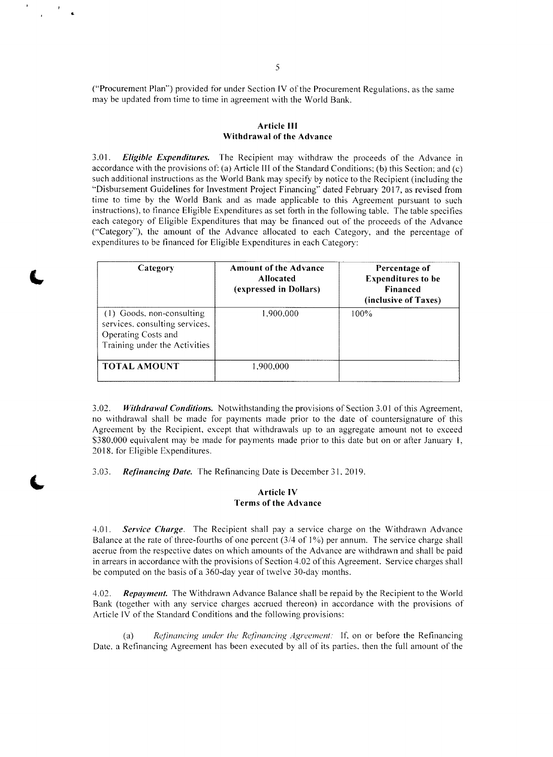("Procurement Plan") provided for under Section IV of the Procurement Regulations, as the same may be updated from time to time in agreement with the World Bank.

## Article III
## Withdrawal of the Advance

3.01. ***Eligible Expenditures.*** The Recipient may withdraw the proceeds of the Advance in accordance with the provisions of: (a) Article III of the Standard Conditions; (b) this Section; and (c) such additional instructions as the World Bank may specify by notice to the Recipient (including the "Disbursement Guidelines for Investment Project Financing" dated February 2017, as revised from time to time by the World Bank and as made applicable to this Agreement pursuant to such instructions), to finance Eligible Expenditures as set forth in the following table. The table specifies each category of Eligible Expenditures that may be financed out of the proceeds of the Advance ("Category"), the amount of the Advance allocated to each Category, and the percentage of expenditures to be financed for Eligible Expenditures in each Category:

| Category | Amount of the Advance Allocated (expressed in Dollars) | Percentage of Expenditures to be Financed (inclusive of Taxes) |
|---|---|---|
| (1) Goods, non-consulting services, consulting services, Operating Costs and Training under the Activities | 1,900,000 | 100% |
| **TOTAL AMOUNT** | 1,900,000 | |

3.02. ***Withdrawal Conditions.*** Notwithstanding the provisions of Section 3.01 of this Agreement, no withdrawal shall be made for payments made prior to the date of countersignature of this Agreement by the Recipient, except that withdrawals up to an aggregate amount not to exceed $380,000 equivalent may be made for payments made prior to this date but on or after January 1, 2018, for Eligible Expenditures.

3.03. ***Refinancing Date.*** The Refinancing Date is December 31, 2019.

## Article IV
## Terms of the Advance

4.01. ***Service Charge.*** The Recipient shall pay a service charge on the Withdrawn Advance Balance at the rate of three-fourths of one percent (3/4 of 1%) per annum. The service charge shall accrue from the respective dates on which amounts of the Advance are withdrawn and shall be paid in arrears in accordance with the provisions of Section 4.02 of this Agreement. Service charges shall be computed on the basis of a 360-day year of twelve 30-day months.

4.02. ***Repayment.*** The Withdrawn Advance Balance shall be repaid by the Recipient to the World Bank (together with any service charges accrued thereon) in accordance with the provisions of Article IV of the Standard Conditions and the following provisions:

(a) *Refinancing under the Refinancing Agreement:* If, on or before the Refinancing Date, a Refinancing Agreement has been executed by all of its parties, then the full amount of the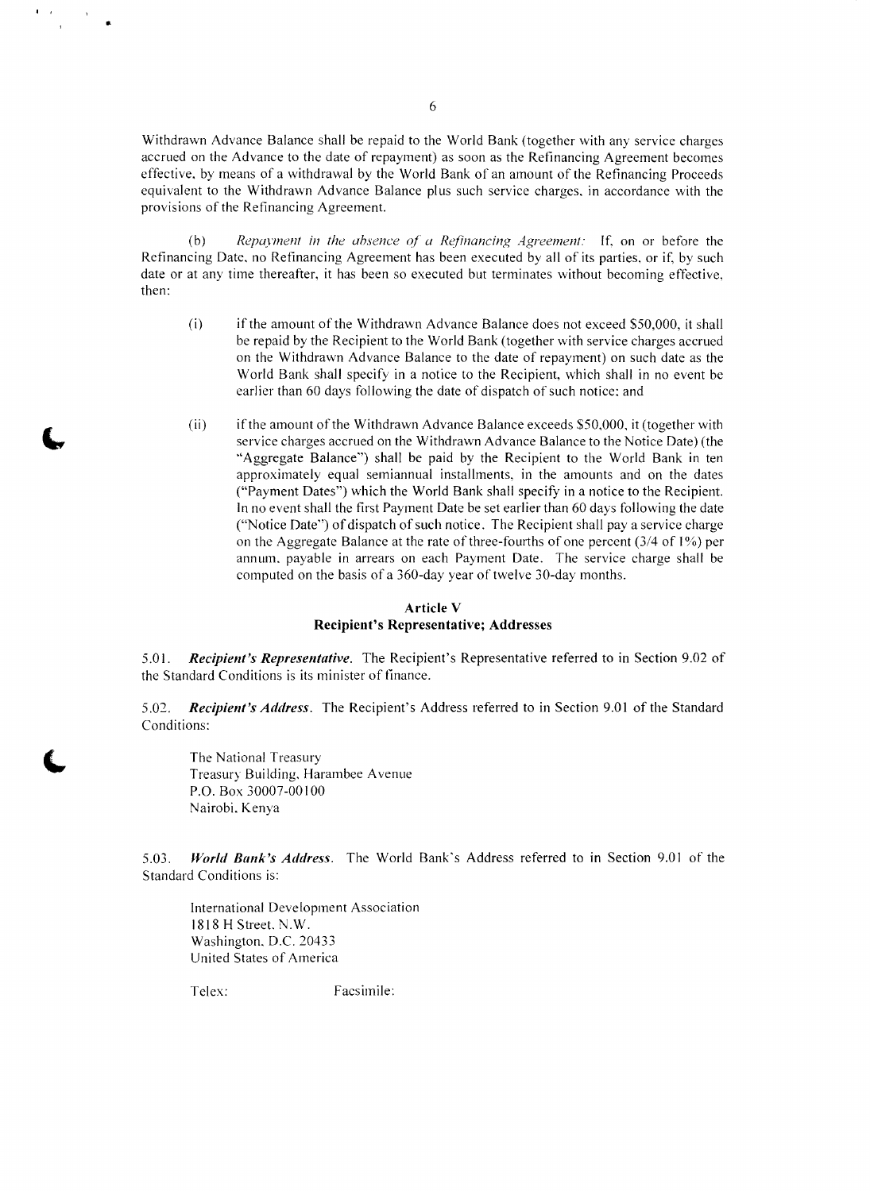Withdrawn Advance Balance shall be repaid to the World Bank (together with any service charges accrued on the Advance to the date of repayment) as soon as the Refinancing Agreement becomes effective, by means of a withdrawal by the World Bank of an amount of the Refinancing Proceeds equivalent to the Withdrawn Advance Balance plus such service charges, in accordance with the provisions of the Refinancing Agreement.

(b) *Repayment in the absence of a Refinancing Agreement:* If, on or before the Refinancing Date, no Refinancing Agreement has been executed by all of its parties, or if, by such date or at any time thereafter, it has been so executed but terminates without becoming effective, then:

(i) if the amount of the Withdrawn Advance Balance does not exceed $50,000, it shall be repaid by the Recipient to the World Bank (together with service charges accrued on the Withdrawn Advance Balance to the date of repayment) on such date as the World Bank shall specify in a notice to the Recipient, which shall in no event be earlier than 60 days following the date of dispatch of such notice; and

(ii) if the amount of the Withdrawn Advance Balance exceeds $50,000, it (together with service charges accrued on the Withdrawn Advance Balance to the Notice Date) (the "Aggregate Balance") shall be paid by the Recipient to the World Bank in ten approximately equal semiannual installments, in the amounts and on the dates ("Payment Dates") which the World Bank shall specify in a notice to the Recipient. In no event shall the first Payment Date be set earlier than 60 days following the date ("Notice Date") of dispatch of such notice. The Recipient shall pay a service charge on the Aggregate Balance at the rate of three-fourths of one percent (3/4 of 1%) per annum, payable in arrears on each Payment Date. The service charge shall be computed on the basis of a 360-day year of twelve 30-day months.

## Article V
## Recipient's Representative; Addresses

5.01. ***Recipient's Representative.*** The Recipient's Representative referred to in Section 9.02 of the Standard Conditions is its minister of finance.

5.02. ***Recipient's Address.*** The Recipient's Address referred to in Section 9.01 of the Standard Conditions:

The National Treasury
Treasury Building, Harambee Avenue
P.O. Box 30007-00100
Nairobi, Kenya

5.03. ***World Bank's Address.*** The World Bank's Address referred to in Section 9.01 of the Standard Conditions is:

International Development Association
1818 H Street, N.W.
Washington, D.C. 20433
United States of America

Telex: Facsimile: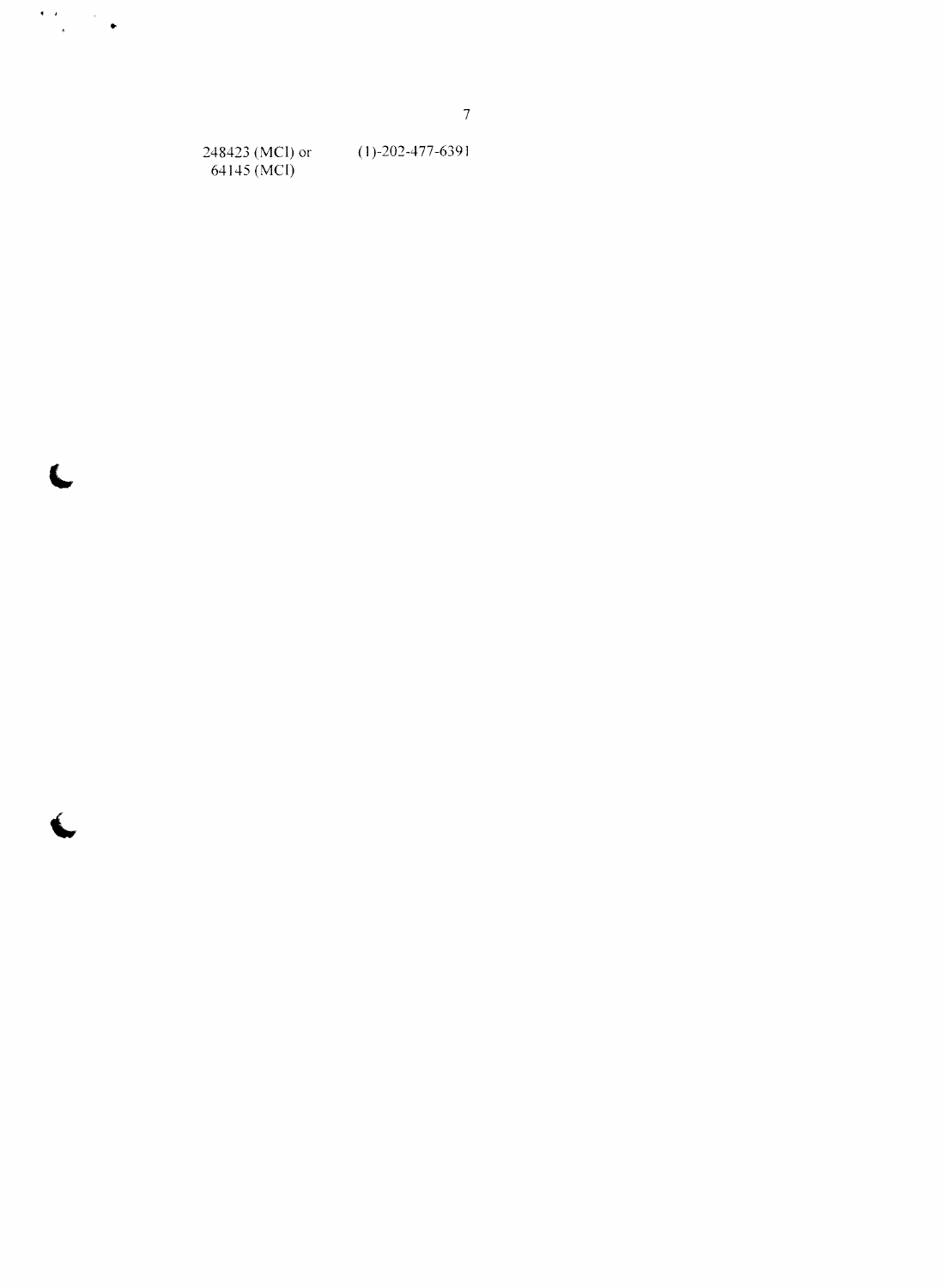| | |
|---|---|
| 248423 (MCI) or 64145 (MCI) | (1)-202-477-6391 |